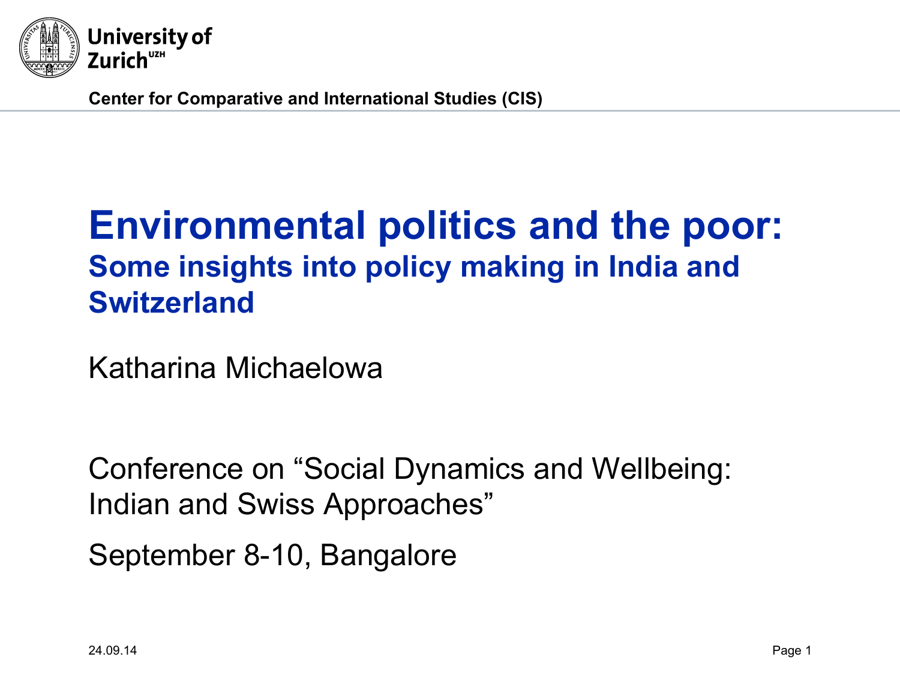University of Zurich[UZH]

**Center for Comparative and International Studies (CIS)**

# Environmental politics and the poor:

## Some insights into policy making in India and Switzerland

Katharina Michaelowa

Conference on "Social Dynamics and Wellbeing: Indian and Swiss Approaches"

September 8-10, Bangalore

24.09.14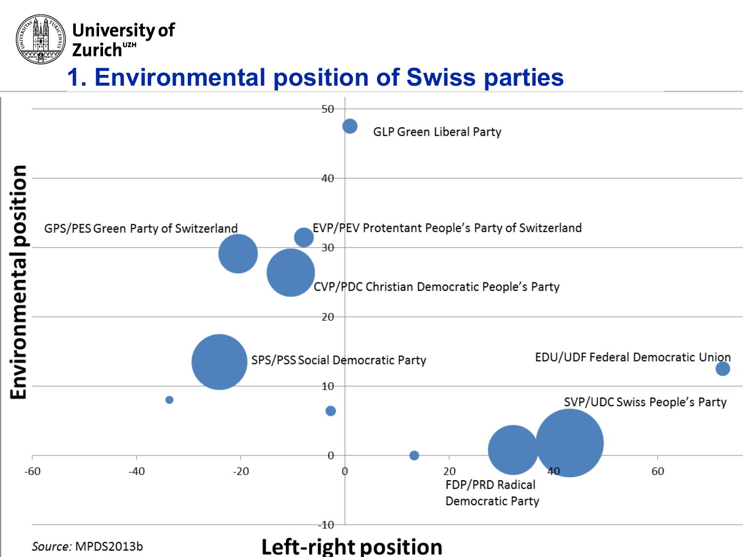# 1. Environmental position of Swiss parties

Environmental position

50

40

30

20

10

0

-10

-60 -40 -20 0 20 40 60

Left-right position

GLP Green Liberal Party

GPS/PES Green Party of Switzerland

EVP/PEV Protentant People's Party of Switzerland

CVP/PDC Christian Democratic People's Party

SPS/PSS Social Democratic Party

EDU/UDF Federal Democratic Union

SVP/UDC Swiss People's Party

FDP/PRD Radical Democratic Party

*Source:* MPDS2013b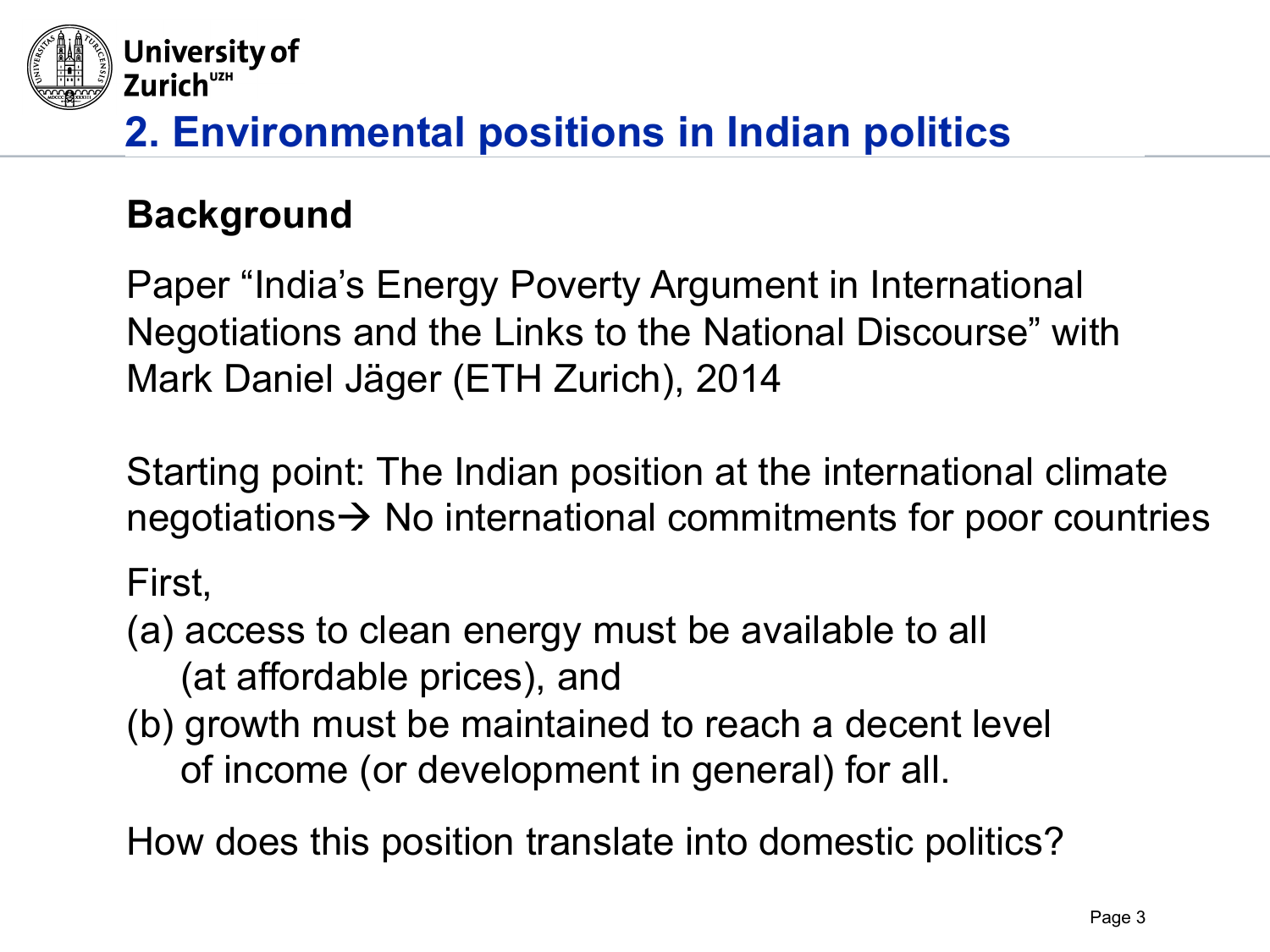## 2. Environmental positions in Indian politics

### Background

Paper "India's Energy Poverty Argument in International Negotiations and the Links to the National Discourse" with Mark Daniel Jäger (ETH Zurich), 2014

Starting point: The Indian position at the international climate negotiations→ No international commitments for poor countries

First,

(a) access to clean energy must be available to all (at affordable prices), and

(b) growth must be maintained to reach a decent level of income (or development in general) for all.

How does this position translate into domestic politics?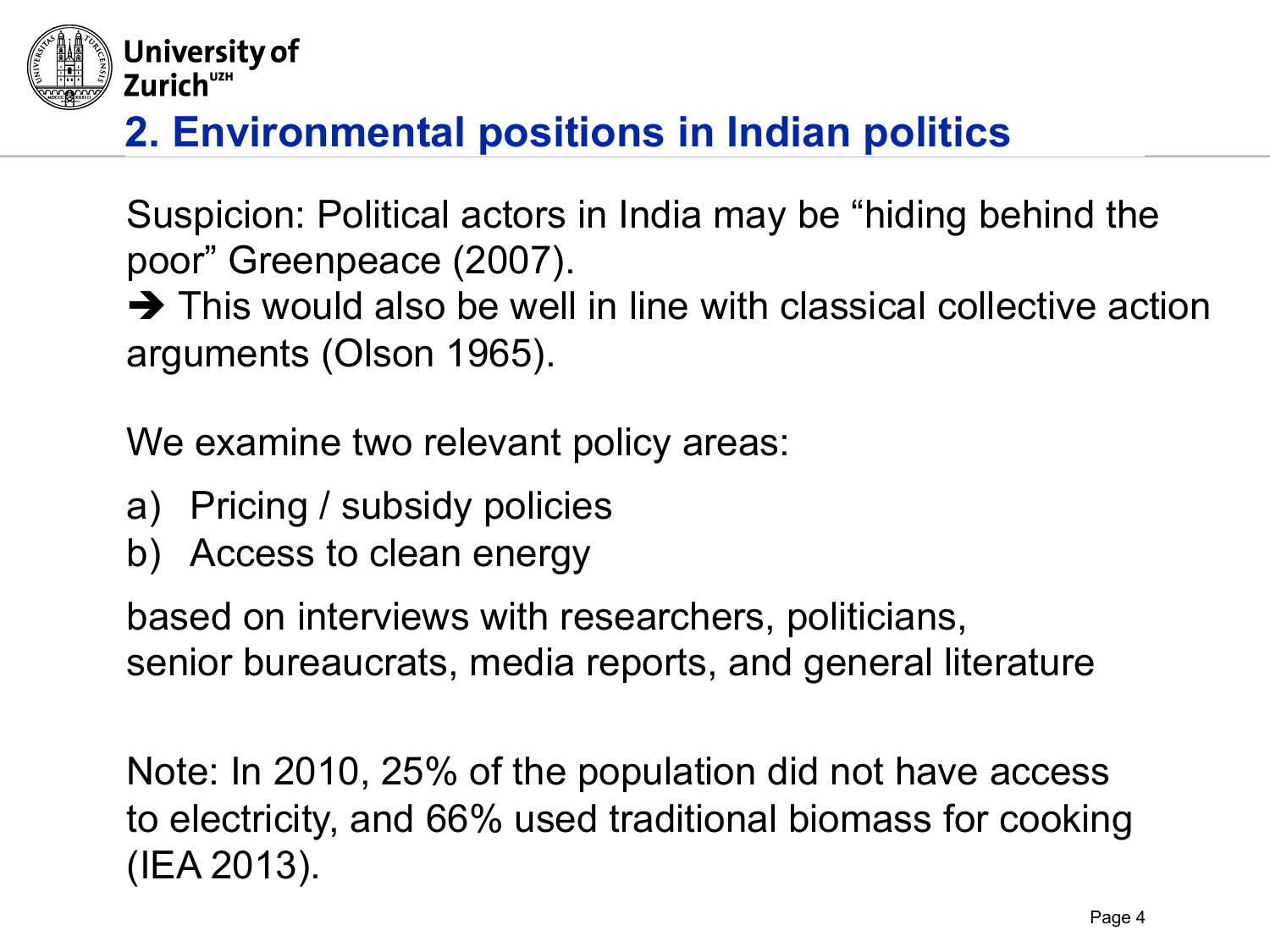## 2. Environmental positions in Indian politics

Suspicion: Political actors in India may be “hiding behind the poor” Greenpeace (2007).

➔ This would also be well in line with classical collective action arguments (Olson 1965).

We examine two relevant policy areas:

a) Pricing / subsidy policies
b) Access to clean energy

based on interviews with researchers, politicians, senior bureaucrats, media reports, and general literature

Note: In 2010, 25% of the population did not have access to electricity, and 66% used traditional biomass for cooking (IEA 2013).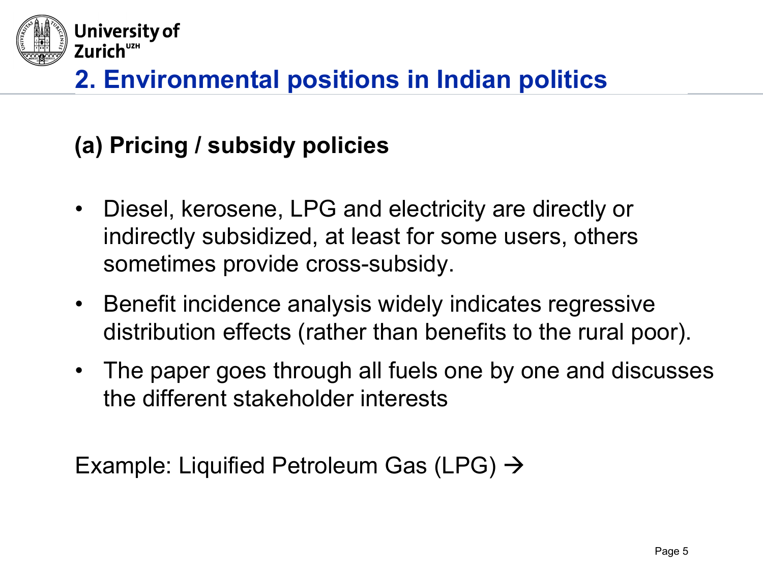## 2. Environmental positions in Indian politics

### (a) Pricing / subsidy policies

- Diesel, kerosene, LPG and electricity are directly or indirectly subsidized, at least for some users, others sometimes provide cross-subsidy.
- Benefit incidence analysis widely indicates regressive distribution effects (rather than benefits to the rural poor).
- The paper goes through all fuels one by one and discusses the different stakeholder interests

Example: Liquified Petroleum Gas (LPG) →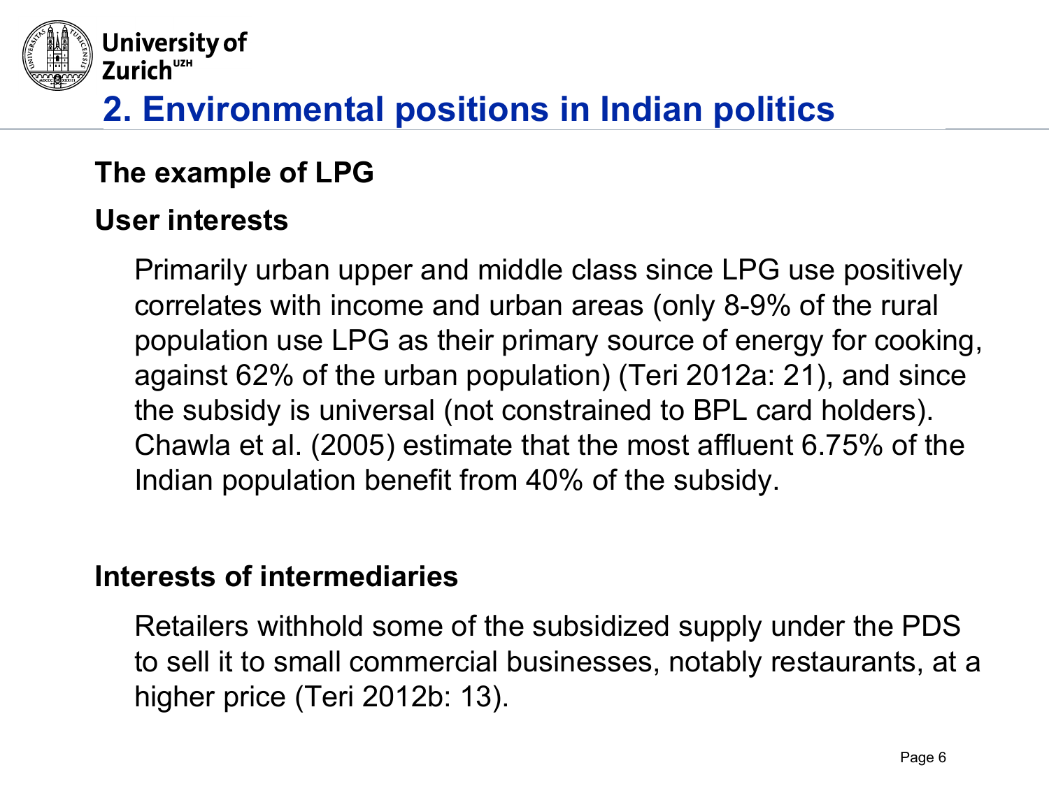## 2. Environmental positions in Indian politics

### The example of LPG

### User interests

Primarily urban upper and middle class since LPG use positively correlates with income and urban areas (only 8-9% of the rural population use LPG as their primary source of energy for cooking, against 62% of the urban population) (Teri 2012a: 21), and since the subsidy is universal (not constrained to BPL card holders). Chawla et al. (2005) estimate that the most affluent 6.75% of the Indian population benefit from 40% of the subsidy.

### Interests of intermediaries

Retailers withhold some of the subsidized supply under the PDS to sell it to small commercial businesses, notably restaurants, at a higher price (Teri 2012b: 13).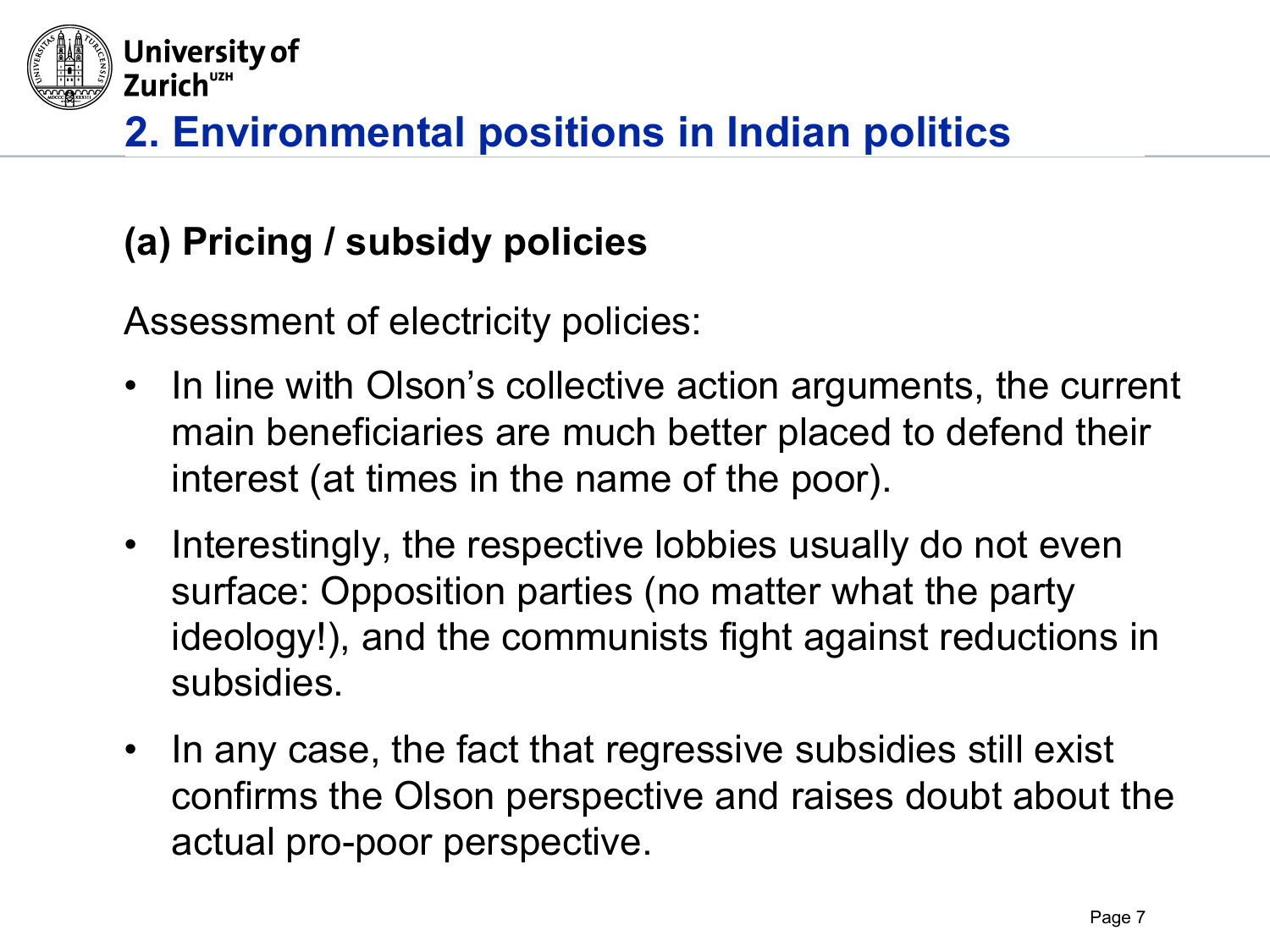## 2. Environmental positions in Indian politics

### (a) Pricing / subsidy policies

Assessment of electricity policies:

- In line with Olson's collective action arguments, the current main beneficiaries are much better placed to defend their interest (at times in the name of the poor).
- Interestingly, the respective lobbies usually do not even surface: Opposition parties (no matter what the party ideology!), and the communists fight against reductions in subsidies.
- In any case, the fact that regressive subsidies still exist confirms the Olson perspective and raises doubt about the actual pro-poor perspective.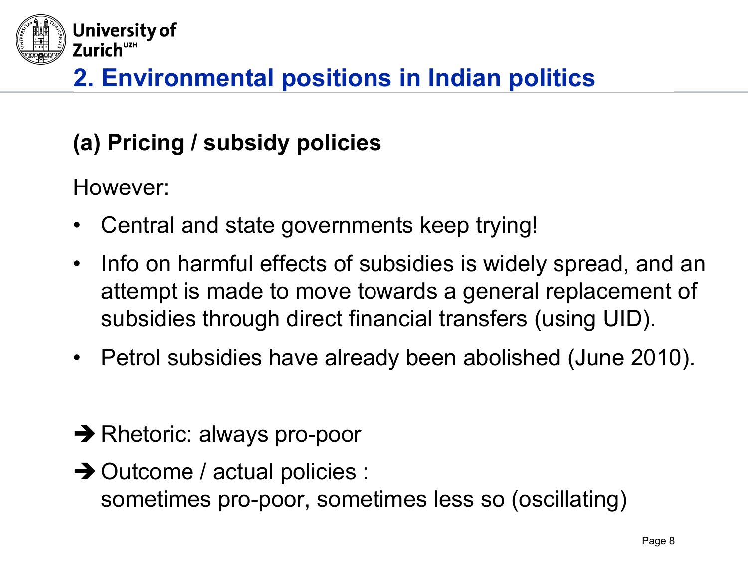## 2. Environmental positions in Indian politics

### (a) Pricing / subsidy policies

However:

- Central and state governments keep trying!
- Info on harmful effects of subsidies is widely spread, and an attempt is made to move towards a general replacement of subsidies through direct financial transfers (using UID).
- Petrol subsidies have already been abolished (June 2010).

➔ Rhetoric: always pro-poor

➔ Outcome / actual policies : sometimes pro-poor, sometimes less so (oscillating)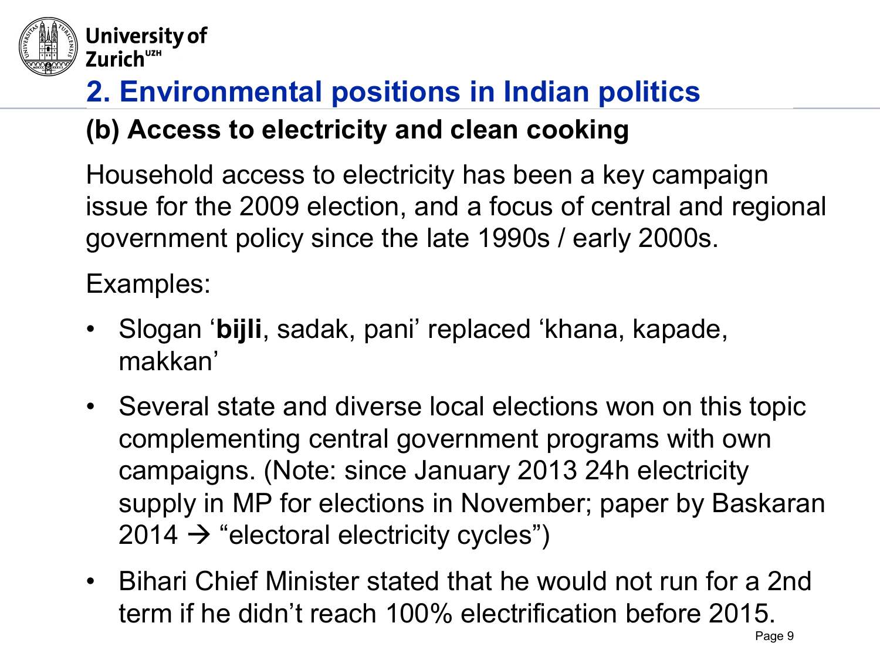## 2. Environmental positions in Indian politics

### (b) Access to electricity and clean cooking

Household access to electricity has been a key campaign issue for the 2009 election, and a focus of central and regional government policy since the late 1990s / early 2000s.

Examples:

- Slogan '**bijli**, sadak, pani' replaced 'khana, kapade, makkan'
- Several state and diverse local elections won on this topic complementing central government programs with own campaigns. (Note: since January 2013 24h electricity supply in MP for elections in November; paper by Baskaran 2014 → "electoral electricity cycles")
- Bihari Chief Minister stated that he would not run for a 2nd term if he didn't reach 100% electrification before 2015.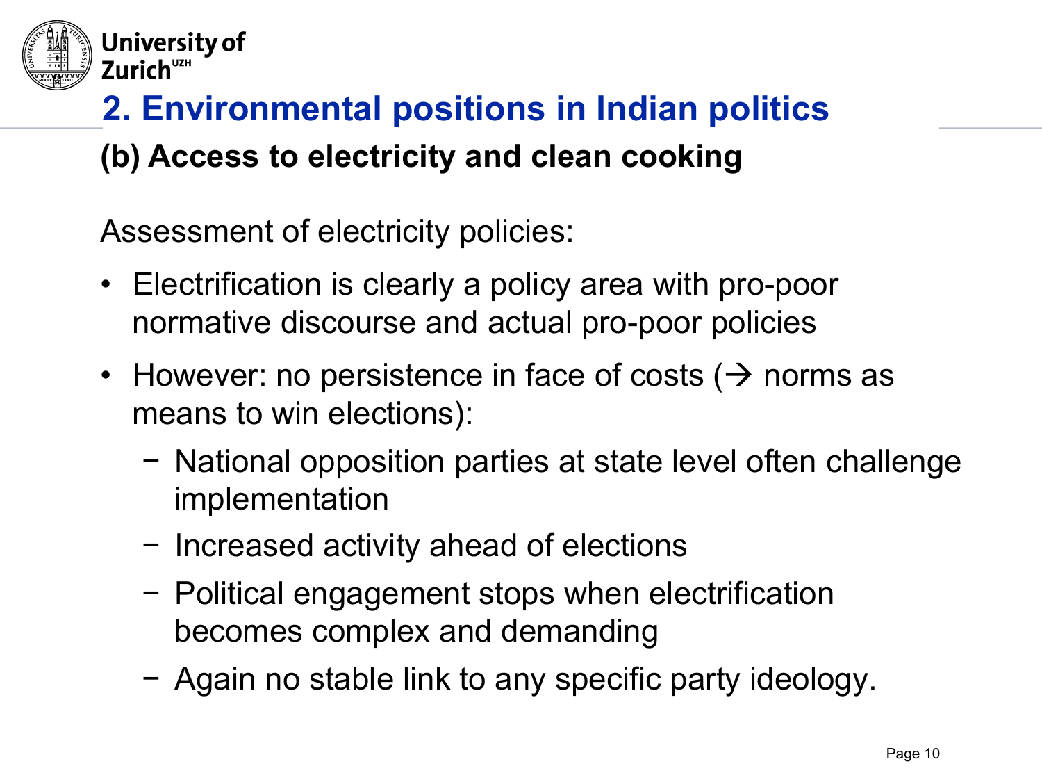## 2. Environmental positions in Indian politics

### (b) Access to electricity and clean cooking

Assessment of electricity policies:

- Electrification is clearly a policy area with pro-poor normative discourse and actual pro-poor policies
- However: no persistence in face of costs (→ norms as means to win elections):
  - National opposition parties at state level often challenge implementation
  - Increased activity ahead of elections
  - Political engagement stops when electrification becomes complex and demanding
  - Again no stable link to any specific party ideology.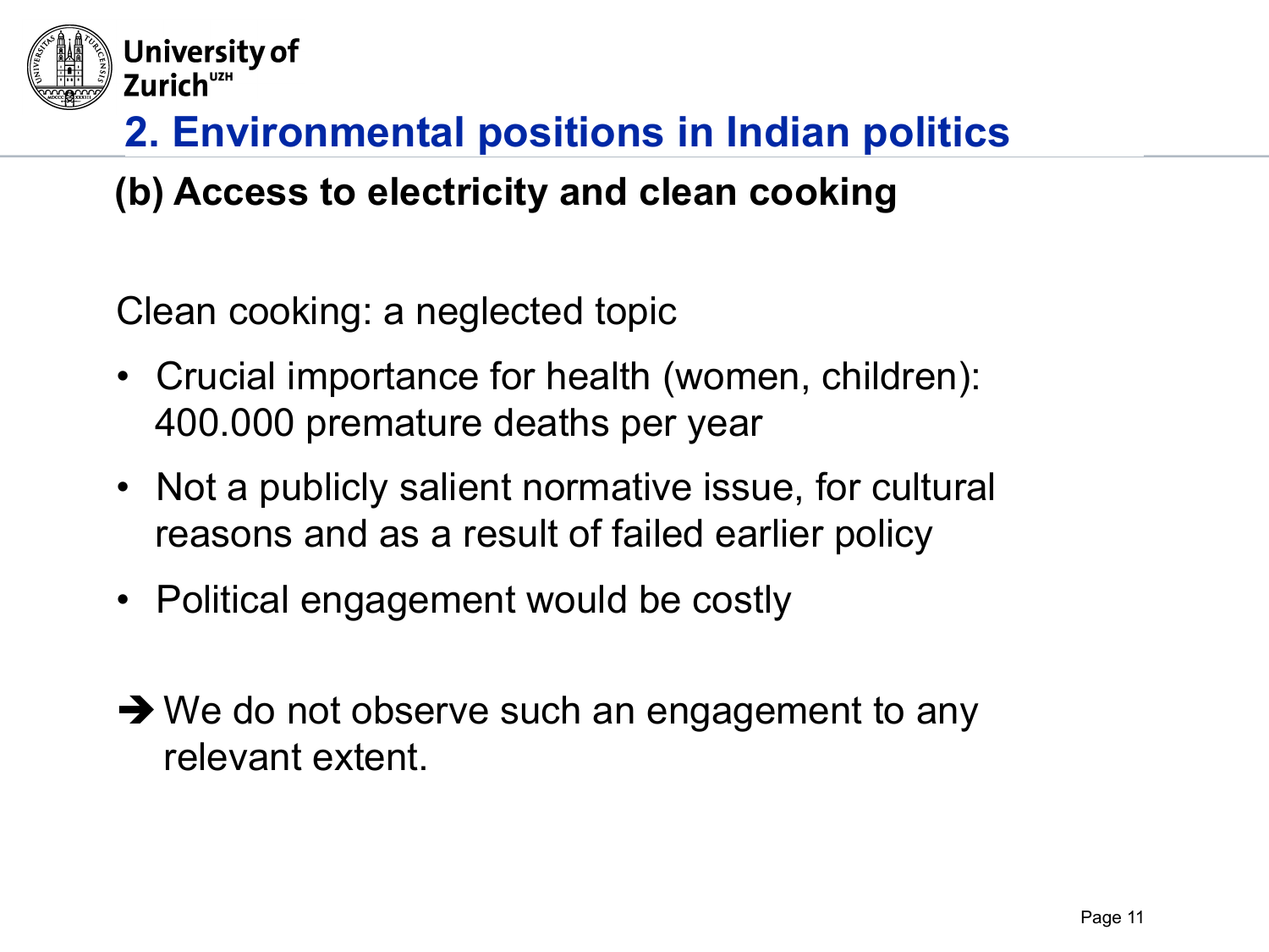## 2. Environmental positions in Indian politics

### (b) Access to electricity and clean cooking

Clean cooking: a neglected topic

- Crucial importance for health (women, children): 400.000 premature deaths per year
- Not a publicly salient normative issue, for cultural reasons and as a result of failed earlier policy
- Political engagement would be costly

➔ We do not observe such an engagement to any relevant extent.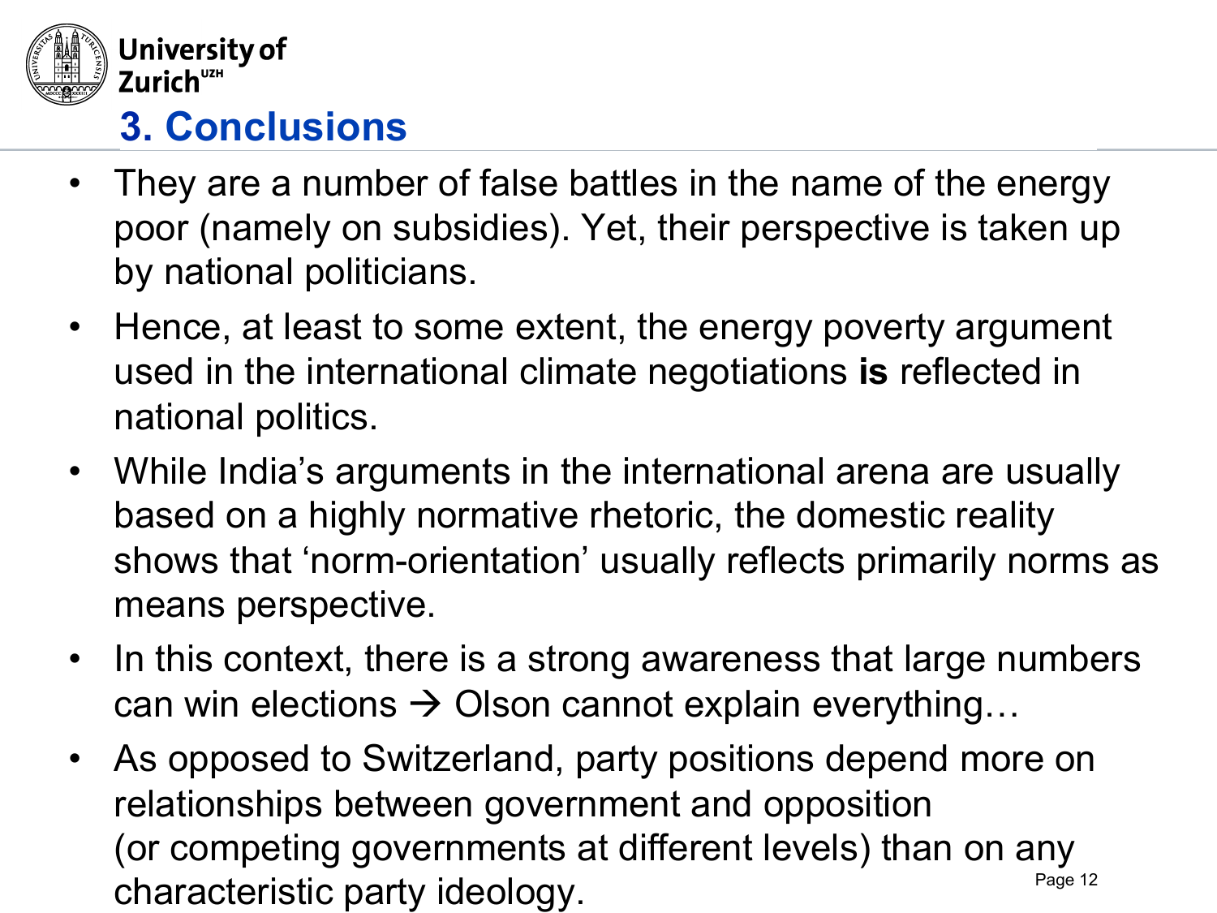## 3. Conclusions

- They are a number of false battles in the name of the energy poor (namely on subsidies). Yet, their perspective is taken up by national politicians.
- Hence, at least to some extent, the energy poverty argument used in the international climate negotiations **is** reflected in national politics.
- While India's arguments in the international arena are usually based on a highly normative rhetoric, the domestic reality shows that 'norm-orientation' usually reflects primarily norms as means perspective.
- In this context, there is a strong awareness that large numbers can win elections → Olson cannot explain everything…
- As opposed to Switzerland, party positions depend more on relationships between government and opposition (or competing governments at different levels) than on any characteristic party ideology.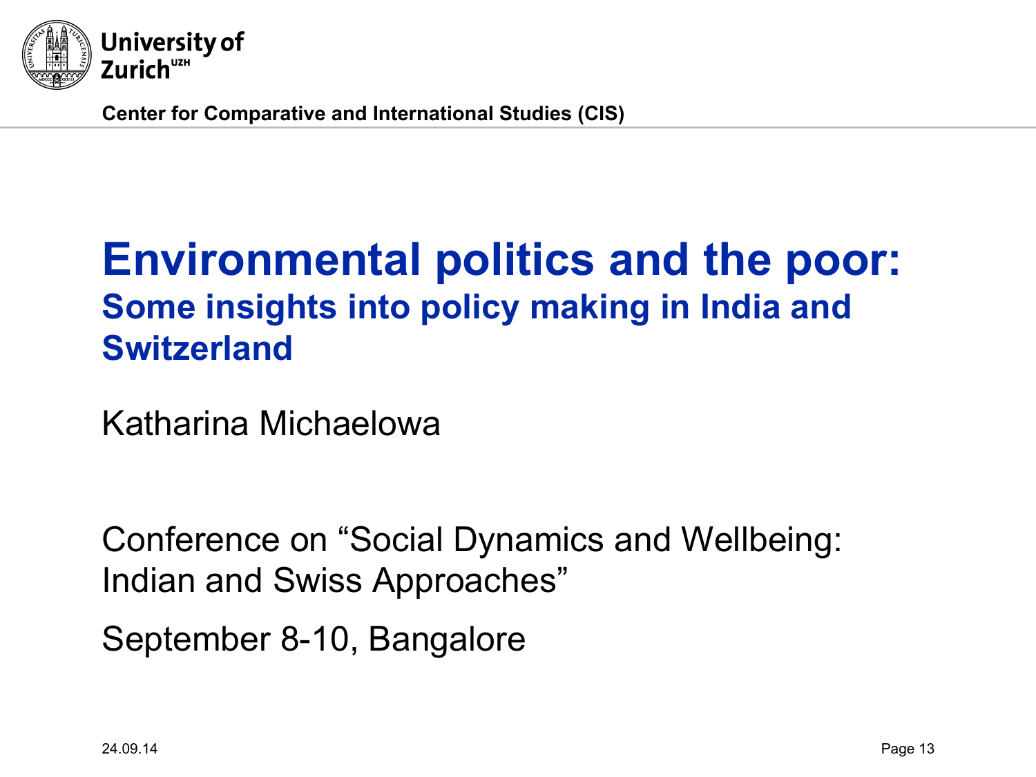University of Zurich[UZH]

Center for Comparative and International Studies (CIS)

# Environmental politics and the poor:

## Some insights into policy making in India and Switzerland

Katharina Michaelowa

Conference on "Social Dynamics and Wellbeing: Indian and Swiss Approaches"

September 8-10, Bangalore

24.09.14